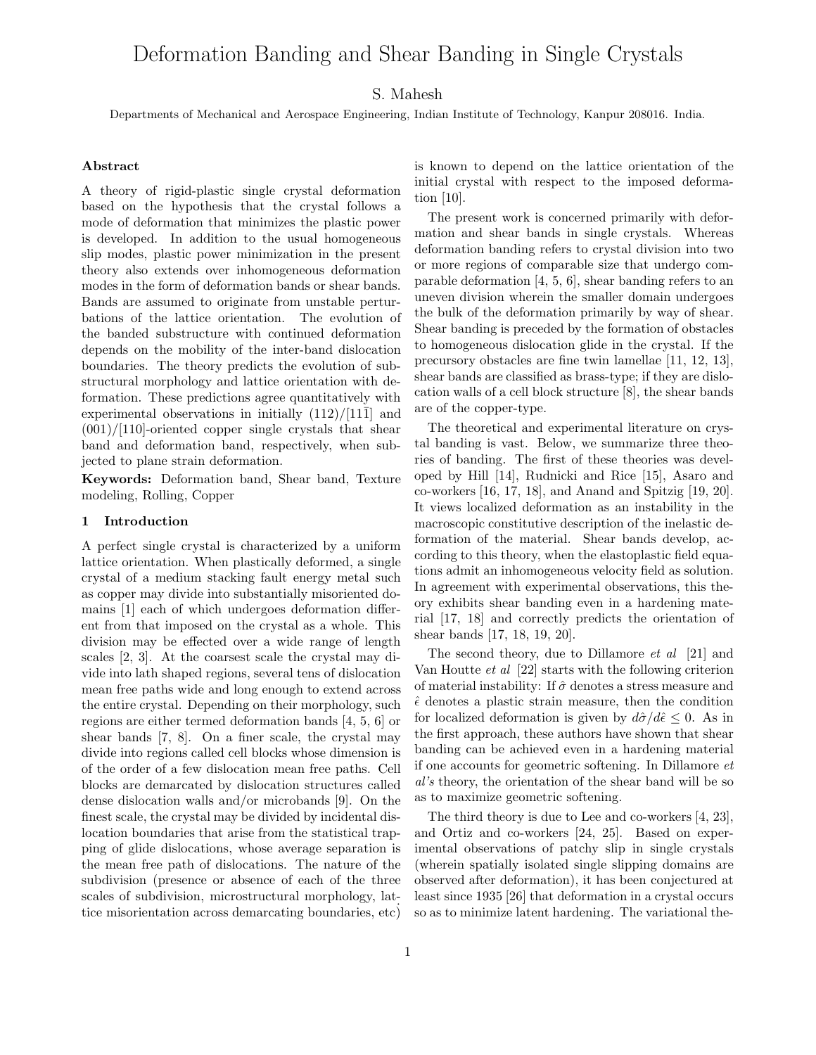# Deformation Banding and Shear Banding in Single Crystals

S. Mahesh

Departments of Mechanical and Aerospace Engineering, Indian Institute of Technology, Kanpur 208016. India.

### Abstract

A theory of rigid-plastic single crystal deformation based on the hypothesis that the crystal follows a mode of deformation that minimizes the plastic power is developed. In addition to the usual homogeneous slip modes, plastic power minimization in the present theory also extends over inhomogeneous deformation modes in the form of deformation bands or shear bands. Bands are assumed to originate from unstable perturbations of the lattice orientation. The evolution of the banded substructure with continued deformation depends on the mobility of the inter-band dislocation boundaries. The theory predicts the evolution of substructural morphology and lattice orientation with deformation. These predictions agree quantitatively with experimental observations in initially $(112)/[11\bar{1}]$ and $(001)/[110]$-oriented copper single crystals that shear band and deformation band, respectively, when subjected to plane strain deformation.

**Keywords:** Deformation band, Shear band, Texture modeling, Rolling, Copper

## 1 Introduction

A perfect single crystal is characterized by a uniform lattice orientation. When plastically deformed, a single crystal of a medium stacking fault energy metal such as copper may divide into substantially misoriented domains [1] each of which undergoes deformation different from that imposed on the crystal as a whole. This division may be effected over a wide range of length scales [2, 3]. At the coarsest scale the crystal may divide into lath shaped regions, several tens of dislocation mean free paths wide and long enough to extend across the entire crystal. Depending on their morphology, such regions are either termed deformation bands [4, 5, 6] or shear bands [7, 8]. On a finer scale, the crystal may divide into regions called cell blocks whose dimension is of the order of a few dislocation mean free paths. Cell blocks are demarcated by dislocation structures called dense dislocation walls and/or microbands [9]. On the finest scale, the crystal may be divided by incidental dislocation boundaries that arise from the statistical trapping of glide dislocations, whose average separation is the mean free path of dislocations. The nature of the subdivision (presence or absence of each of the three scales of subdivision, microstructural morphology, lattice misorientation across demarcating boundaries, etc) is known to depend on the lattice orientation of the initial crystal with respect to the imposed deformation [10].

The present work is concerned primarily with deformation and shear bands in single crystals. Whereas deformation banding refers to crystal division into two or more regions of comparable size that undergo comparable deformation [4, 5, 6], shear banding refers to an uneven division wherein the smaller domain undergoes the bulk of the deformation primarily by way of shear. Shear banding is preceded by the formation of obstacles to homogeneous dislocation glide in the crystal. If the precursory obstacles are fine twin lamellae [11, 12, 13], shear bands are classified as brass-type; if they are dislocation walls of a cell block structure [8], the shear bands are of the copper-type.

The theoretical and experimental literature on crystal banding is vast. Below, we summarize three theories of banding. The first of these theories was developed by Hill [14], Rudnicki and Rice [15], Asaro and co-workers [16, 17, 18], and Anand and Spitzig [19, 20]. It views localized deformation as an instability in the macroscopic constitutive description of the inelastic deformation of the material. Shear bands develop, according to this theory, when the elastoplastic field equations admit an inhomogeneous velocity field as solution. In agreement with experimental observations, this theory exhibits shear banding even in a hardening material [17, 18] and correctly predicts the orientation of shear bands [17, 18, 19, 20].

The second theory, due to Dillamore *et al* [21] and Van Houtte *et al* [22] starts with the following criterion of material instability: If $\hat{\sigma}$ denotes a stress measure and $\hat{\epsilon}$ denotes a plastic strain measure, then the condition for localized deformation is given by $d\hat{\sigma}/d\hat{\epsilon} \leq 0$. As in the first approach, these authors have shown that shear banding can be achieved even in a hardening material if one accounts for geometric softening. In Dillamore *et al's* theory, the orientation of the shear band will be so as to maximize geometric softening.

The third theory is due to Lee and co-workers [4, 23], and Ortiz and co-workers [24, 25]. Based on experimental observations of patchy slip in single crystals (wherein spatially isolated single slipping domains are observed after deformation), it has been conjectured at least since 1935 [26] that deformation in a crystal occurs so as to minimize latent hardening. The variational the-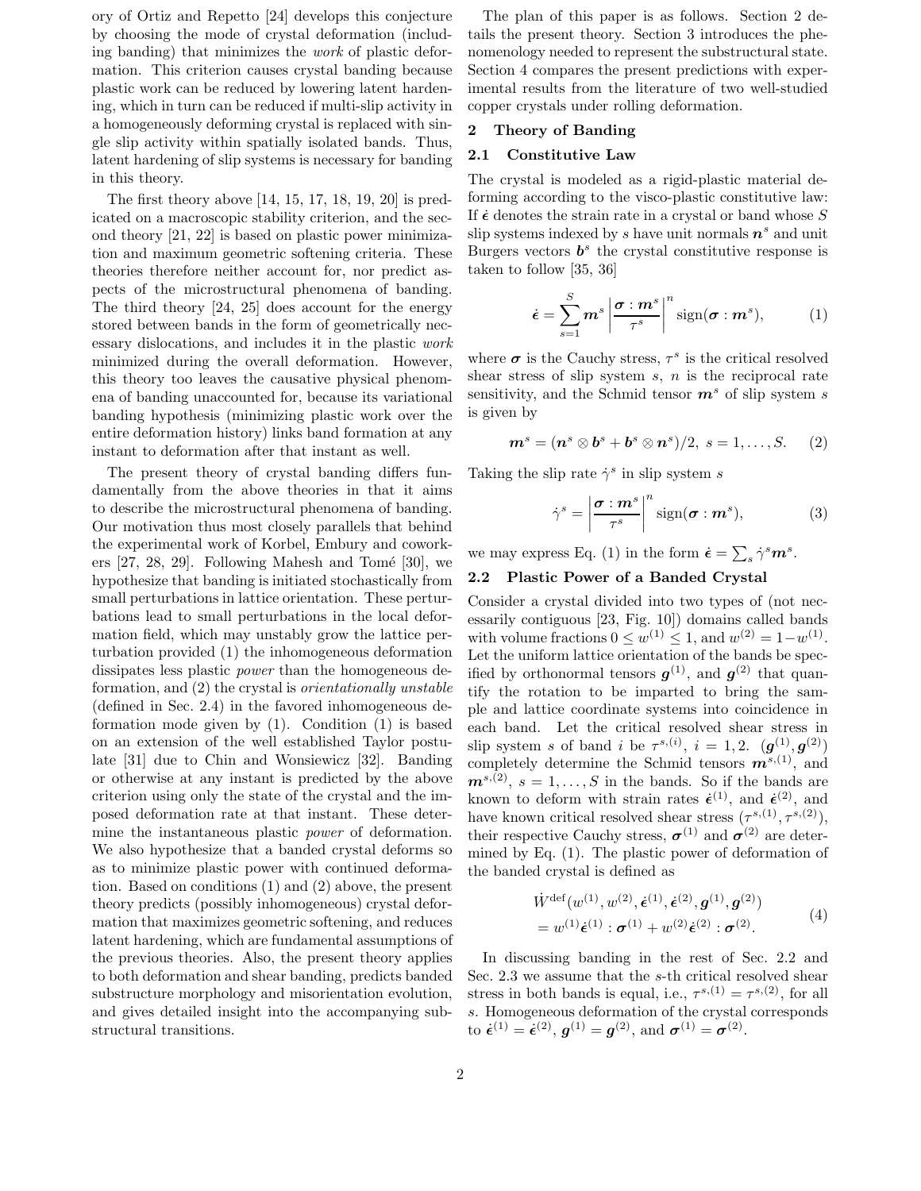ory of Ortiz and Repetto [24] develops this conjecture by choosing the mode of crystal deformation (including banding) that minimizes the *work* of plastic deformation. This criterion causes crystal banding because plastic work can be reduced by lowering latent hardening, which in turn can be reduced if multi-slip activity in a homogeneously deforming crystal is replaced with single slip activity within spatially isolated bands. Thus, latent hardening of slip systems is necessary for banding in this theory.

The first theory above [14, 15, 17, 18, 19, 20] is predicated on a macroscopic stability criterion, and the second theory [21, 22] is based on plastic power minimization and maximum geometric softening criteria. These theories therefore neither account for, nor predict aspects of the microstructural phenomena of banding. The third theory [24, 25] does account for the energy stored between bands in the form of geometrically necessary dislocations, and includes it in the plastic *work* minimized during the overall deformation. However, this theory too leaves the causative physical phenomena of banding unaccounted for, because its variational banding hypothesis (minimizing plastic work over the entire deformation history) links band formation at any instant to deformation after that instant as well.

The present theory of crystal banding differs fundamentally from the above theories in that it aims to describe the microstructural phenomena of banding. Our motivation thus most closely parallels that behind the experimental work of Korbel, Embury and coworkers [27, 28, 29]. Following Mahesh and Tomé [30], we hypothesize that banding is initiated stochastically from small perturbations in lattice orientation. These perturbations lead to small perturbations in the local deformation field, which may unstably grow the lattice perturbation provided (1) the inhomogeneous deformation dissipates less plastic *power* than the homogeneous deformation, and (2) the crystal is *orientationally unstable* (defined in Sec. 2.4) in the favored inhomogeneous deformation mode given by (1). Condition (1) is based on an extension of the well established Taylor postulate [31] due to Chin and Wonsiewicz [32]. Banding or otherwise at any instant is predicted by the above criterion using only the state of the crystal and the imposed deformation rate at that instant. These determine the instantaneous plastic *power* of deformation. We also hypothesize that a banded crystal deforms so as to minimize plastic power with continued deformation. Based on conditions (1) and (2) above, the present theory predicts (possibly inhomogeneous) crystal deformation that maximizes geometric softening, and reduces latent hardening, which are fundamental assumptions of the previous theories. Also, the present theory applies to both deformation and shear banding, predicts banded substructure morphology and misorientation evolution, and gives detailed insight into the accompanying substructural transitions.

The plan of this paper is as follows. Section 2 details the present theory. Section 3 introduces the phenomenology needed to represent the substructural state. Section 4 compares the present predictions with experimental results from the literature of two well-studied copper crystals under rolling deformation.

## 2 Theory of Banding

### 2.1 Constitutive Law

The crystal is modeled as a rigid-plastic material deforming according to the visco-plastic constitutive law: If $\dot{\boldsymbol{\epsilon}}$ denotes the strain rate in a crystal or band whose $S$ slip systems indexed by $s$ have unit normals $\boldsymbol{n}^s$ and unit Burgers vectors $\boldsymbol{b}^s$ the crystal constitutive response is taken to follow [35, 36]

$$\dot{\boldsymbol{\epsilon}} = \sum_{s=1}^{S} \boldsymbol{m}^s \left| \frac{\boldsymbol{\sigma} : \boldsymbol{m}^s}{\tau^s} \right|^n \operatorname{sign}(\boldsymbol{\sigma} : \boldsymbol{m}^s), \tag{1}$$

where $\boldsymbol{\sigma}$ is the Cauchy stress, $\tau^s$ is the critical resolved shear stress of slip system $s$, $n$ is the reciprocal rate sensitivity, and the Schmid tensor $\boldsymbol{m}^s$ of slip system $s$ is given by

$$\boldsymbol{m}^s = (\boldsymbol{n}^s \otimes \boldsymbol{b}^s + \boldsymbol{b}^s \otimes \boldsymbol{n}^s)/2, \; s = 1, \ldots, S. \tag{2}$$

Taking the slip rate $\dot{\gamma}^s$ in slip system $s$

$$\dot{\gamma}^s = \left| \frac{\boldsymbol{\sigma} : \boldsymbol{m}^s}{\tau^s} \right|^n \operatorname{sign}(\boldsymbol{\sigma} : \boldsymbol{m}^s), \tag{3}$$

we may express Eq. (1) in the form $\dot{\boldsymbol{\epsilon}} = \sum_s \dot{\gamma}^s \boldsymbol{m}^s$.

### 2.2 Plastic Power of a Banded Crystal

Consider a crystal divided into two types of (not necessarily contiguous [23, Fig. 10]) domains called bands with volume fractions $0 \leq w^{(1)} \leq 1$, and $w^{(2)} = 1 - w^{(1)}$. Let the uniform lattice orientation of the bands be specified by orthonormal tensors $\boldsymbol{g}^{(1)}$, and $\boldsymbol{g}^{(2)}$ that quantify the rotation to be imparted to bring the sample and lattice coordinate systems into coincidence in each band. Let the critical resolved shear stress in slip system $s$ of band $i$ be $\tau^{s,(i)}$, $i = 1, 2$. $(\boldsymbol{g}^{(1)}, \boldsymbol{g}^{(2)})$ completely determine the Schmid tensors $\boldsymbol{m}^{s,(1)}$, and $\boldsymbol{m}^{s,(2)}$, $s = 1, \ldots, S$ in the bands. So if the bands are known to deform with strain rates $\dot{\boldsymbol{\epsilon}}^{(1)}$, and $\dot{\boldsymbol{\epsilon}}^{(2)}$, and have known critical resolved shear stress $(\tau^{s,(1)}, \tau^{s,(2)})$, their respective Cauchy stress, $\boldsymbol{\sigma}^{(1)}$ and $\boldsymbol{\sigma}^{(2)}$ are determined by Eq. (1). The plastic power of deformation of the banded crystal is defined as

$$\begin{aligned} &\dot{W}^{\text{def}}(w^{(1)}, w^{(2)}, \dot{\boldsymbol{\epsilon}}^{(1)}, \dot{\boldsymbol{\epsilon}}^{(2)}, \boldsymbol{g}^{(1)}, \boldsymbol{g}^{(2)}) \\ &= w^{(1)} \dot{\boldsymbol{\epsilon}}^{(1)} : \boldsymbol{\sigma}^{(1)} + w^{(2)} \dot{\boldsymbol{\epsilon}}^{(2)} : \boldsymbol{\sigma}^{(2)}. \end{aligned} \tag{4}$$

In discussing banding in the rest of Sec. 2.2 and Sec. 2.3 we assume that the $s$-th critical resolved shear stress in both bands is equal, i.e., $\tau^{s,(1)} = \tau^{s,(2)}$, for all $s$. Homogeneous deformation of the crystal corresponds to $\dot{\boldsymbol{\epsilon}}^{(1)} = \dot{\boldsymbol{\epsilon}}^{(2)}$, $\boldsymbol{g}^{(1)} = \boldsymbol{g}^{(2)}$, and $\boldsymbol{\sigma}^{(1)} = \boldsymbol{\sigma}^{(2)}$.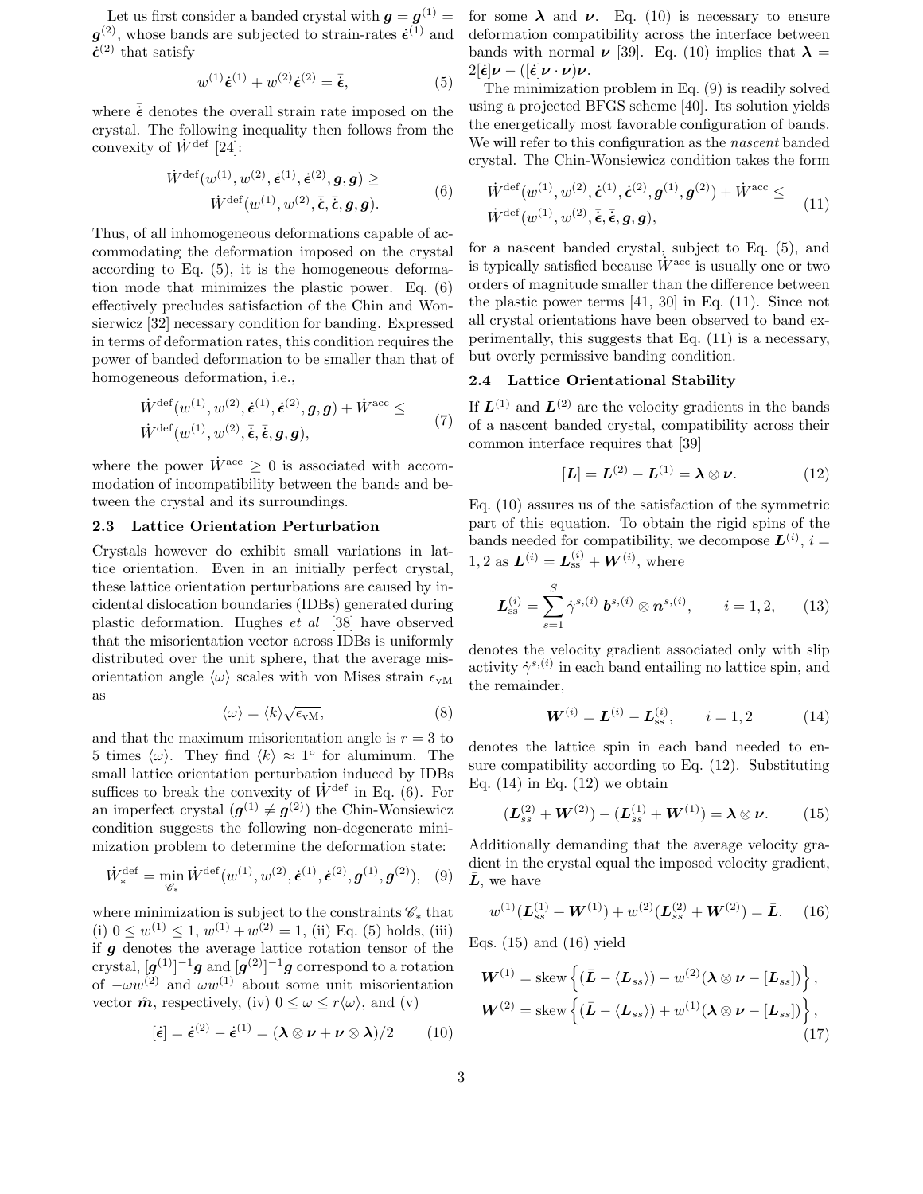Let us first consider a banded crystal with $\boldsymbol{g} = \boldsymbol{g}^{(1)} = \boldsymbol{g}^{(2)}$, whose bands are subjected to strain-rates $\dot{\boldsymbol{\epsilon}}^{(1)}$ and $\dot{\boldsymbol{\epsilon}}^{(2)}$ that satisfy

$$w^{(1)}\dot{\boldsymbol{\epsilon}}^{(1)} + w^{(2)}\dot{\boldsymbol{\epsilon}}^{(2)} = \bar{\dot{\boldsymbol{\epsilon}}}, \tag{5}$$

where $\bar{\dot{\boldsymbol{\epsilon}}}$ denotes the overall strain rate imposed on the crystal. The following inequality then follows from the convexity of $\dot{W}^{\text{def}}$ [24]:

$$\begin{aligned}\dot{W}^{\text{def}}(w^{(1)}, w^{(2)}, \dot{\boldsymbol{\epsilon}}^{(1)}, \dot{\boldsymbol{\epsilon}}^{(2)}, \boldsymbol{g}, \boldsymbol{g}) \geq \\ \dot{W}^{\text{def}}(w^{(1)}, w^{(2)}, \bar{\dot{\boldsymbol{\epsilon}}}, \bar{\dot{\boldsymbol{\epsilon}}}, \boldsymbol{g}, \boldsymbol{g}).\end{aligned} \tag{6}$$

Thus, of all inhomogeneous deformations capable of accommodating the deformation imposed on the crystal according to Eq. (5), it is the homogeneous deformation mode that minimizes the plastic power. Eq. (6) effectively precludes satisfaction of the Chin and Wonsierwicz [32] necessary condition for banding. Expressed in terms of deformation rates, this condition requires the power of banded deformation to be smaller than that of homogeneous deformation, i.e.,

$$\begin{aligned}\dot{W}^{\text{def}}(w^{(1)}, w^{(2)}, \dot{\boldsymbol{\epsilon}}^{(1)}, \dot{\boldsymbol{\epsilon}}^{(2)}, \boldsymbol{g}, \boldsymbol{g}) + \dot{W}^{\text{acc}} \leq \\ \dot{W}^{\text{def}}(w^{(1)}, w^{(2)}, \bar{\dot{\boldsymbol{\epsilon}}}, \bar{\dot{\boldsymbol{\epsilon}}}, \boldsymbol{g}, \boldsymbol{g}),\end{aligned} \tag{7}$$

where the power $\dot{W}^{\text{acc}} \geq 0$ is associated with accommodation of incompatibility between the bands and between the crystal and its surroundings.

### 2.3 Lattice Orientation Perturbation

Crystals however do exhibit small variations in lattice orientation. Even in an initially perfect crystal, these lattice orientation perturbations are caused by incidental dislocation boundaries (IDBs) generated during plastic deformation. Hughes *et al* [38] have observed that the misorientation vector across IDBs is uniformly distributed over the unit sphere, that the average misorientation angle $\langle\omega\rangle$ scales with von Mises strain $\epsilon_{\text{vM}}$ as

$$\langle\omega\rangle = \langle k\rangle\sqrt{\epsilon_{\text{vM}}}, \tag{8}$$

and that the maximum misorientation angle is $r = 3$ to 5 times $\langle\omega\rangle$. They find $\langle k\rangle \approx 1^\circ$ for aluminum. The small lattice orientation perturbation induced by IDBs suffices to break the convexity of $\dot{W}^{\text{def}}$ in Eq. (6). For an imperfect crystal ($\boldsymbol{g}^{(1)} \neq \boldsymbol{g}^{(2)}$) the Chin-Wonsiewicz condition suggests the following non-degenerate minimization problem to determine the deformation state:

$$\dot{W}^{\text{def}}_{*} = \min_{\mathscr{C}_*} \dot{W}^{\text{def}}(w^{(1)}, w^{(2)}, \dot{\boldsymbol{\epsilon}}^{(1)}, \dot{\boldsymbol{\epsilon}}^{(2)}, \boldsymbol{g}^{(1)}, \boldsymbol{g}^{(2)}), \tag{9}$$

where minimization is subject to the constraints $\mathscr{C}_*$ that (i) $0 \leq w^{(1)} \leq 1$, $w^{(1)} + w^{(2)} = 1$, (ii) Eq. (5) holds, (iii) if $\boldsymbol{g}$ denotes the average lattice rotation tensor of the crystal, $[\boldsymbol{g}^{(1)}]^{-1}\boldsymbol{g}$ and $[\boldsymbol{g}^{(2)}]^{-1}\boldsymbol{g}$ correspond to a rotation of $-\omega w^{(2)}$ and $\omega w^{(1)}$ about some unit misorientation vector $\hat{\boldsymbol{m}}$, respectively, (iv) $0 \leq \omega \leq r\langle\omega\rangle$, and (v)

$$[\dot{\boldsymbol{\epsilon}}] = \dot{\boldsymbol{\epsilon}}^{(2)} - \dot{\boldsymbol{\epsilon}}^{(1)} = (\boldsymbol{\lambda} \otimes \boldsymbol{\nu} + \boldsymbol{\nu} \otimes \boldsymbol{\lambda})/2 \tag{10}$$

for some $\boldsymbol{\lambda}$ and $\boldsymbol{\nu}$. Eq. (10) is necessary to ensure deformation compatibility across the interface between bands with normal $\boldsymbol{\nu}$ [39]. Eq. (10) implies that $\boldsymbol{\lambda} = 2[\dot{\boldsymbol{\epsilon}}]\boldsymbol{\nu} - ([\dot{\boldsymbol{\epsilon}}]\boldsymbol{\nu} \cdot \boldsymbol{\nu})\boldsymbol{\nu}$.

The minimization problem in Eq. (9) is readily solved using a projected BFGS scheme [40]. Its solution yields the energetically most favorable configuration of bands. We will refer to this configuration as the *nascent* banded crystal. The Chin-Wonsiewicz condition takes the form

$$\begin{aligned}\dot{W}^{\text{def}}(w^{(1)}, w^{(2)}, \dot{\boldsymbol{\epsilon}}^{(1)}, \dot{\boldsymbol{\epsilon}}^{(2)}, \boldsymbol{g}^{(1)}, \boldsymbol{g}^{(2)}) + \dot{W}^{\text{acc}} \leq \\ \dot{W}^{\text{def}}(w^{(1)}, w^{(2)}, \bar{\dot{\boldsymbol{\epsilon}}}, \bar{\dot{\boldsymbol{\epsilon}}}, \boldsymbol{g}, \boldsymbol{g}),\end{aligned} \tag{11}$$

for a nascent banded crystal, subject to Eq. (5), and is typically satisfied because $\dot{W}^{\text{acc}}$ is usually one or two orders of magnitude smaller than the difference between the plastic power terms [41, 30] in Eq. (11). Since not all crystal orientations have been observed to band experimentally, this suggests that Eq. (11) is a necessary, but overly permissive banding condition.

### 2.4 Lattice Orientational Stability

If $\boldsymbol{L}^{(1)}$ and $\boldsymbol{L}^{(2)}$ are the velocity gradients in the bands of a nascent banded crystal, compatibility across their common interface requires that [39]

$$[\boldsymbol{L}] = \boldsymbol{L}^{(2)} - \boldsymbol{L}^{(1)} = \boldsymbol{\lambda} \otimes \boldsymbol{\nu}. \tag{12}$$

Eq. (10) assures us of the satisfaction of the symmetric part of this equation. To obtain the rigid spins of the bands needed for compatibility, we decompose $\boldsymbol{L}^{(i)}$, $i = 1, 2$ as $\boldsymbol{L}^{(i)} = \boldsymbol{L}^{(i)}_{\text{ss}} + \boldsymbol{W}^{(i)}$, where

$$\boldsymbol{L}^{(i)}_{\text{ss}} = \sum_{s=1}^{S} \dot{\gamma}^{s,(i)}\, \boldsymbol{b}^{s,(i)} \otimes \boldsymbol{n}^{s,(i)}, \qquad i = 1, 2, \tag{13}$$

denotes the velocity gradient associated only with slip activity $\dot{\gamma}^{s,(i)}$ in each band entailing no lattice spin, and the remainder,

$$\boldsymbol{W}^{(i)} = \boldsymbol{L}^{(i)} - \boldsymbol{L}^{(i)}_{\text{ss}}, \qquad i = 1, 2 \tag{14}$$

denotes the lattice spin in each band needed to ensure compatibility according to Eq. (12). Substituting Eq. (14) in Eq. (12) we obtain

$$(\boldsymbol{L}^{(2)}_{ss} + \boldsymbol{W}^{(2)}) - (\boldsymbol{L}^{(1)}_{ss} + \boldsymbol{W}^{(1)}) = \boldsymbol{\lambda} \otimes \boldsymbol{\nu}. \tag{15}$$

Additionally demanding that the average velocity gradient in the crystal equal the imposed velocity gradient, $\bar{\boldsymbol{L}}$, we have

$$w^{(1)}(\boldsymbol{L}^{(1)}_{ss} + \boldsymbol{W}^{(1)}) + w^{(2)}(\boldsymbol{L}^{(2)}_{ss} + \boldsymbol{W}^{(2)}) = \bar{\boldsymbol{L}}. \tag{16}$$

Eqs. (15) and (16) yield

$$\begin{aligned}\boldsymbol{W}^{(1)} &= \text{skew}\left\{(\bar{\boldsymbol{L}} - \langle \boldsymbol{L}_{ss}\rangle) - w^{(2)}(\boldsymbol{\lambda} \otimes \boldsymbol{\nu} - [\boldsymbol{L}_{ss}])\right\}, \\ \boldsymbol{W}^{(2)} &= \text{skew}\left\{(\bar{\boldsymbol{L}} - \langle \boldsymbol{L}_{ss}\rangle) + w^{(1)}(\boldsymbol{\lambda} \otimes \boldsymbol{\nu} - [\boldsymbol{L}_{ss}])\right\},\end{aligned} \tag{17}$$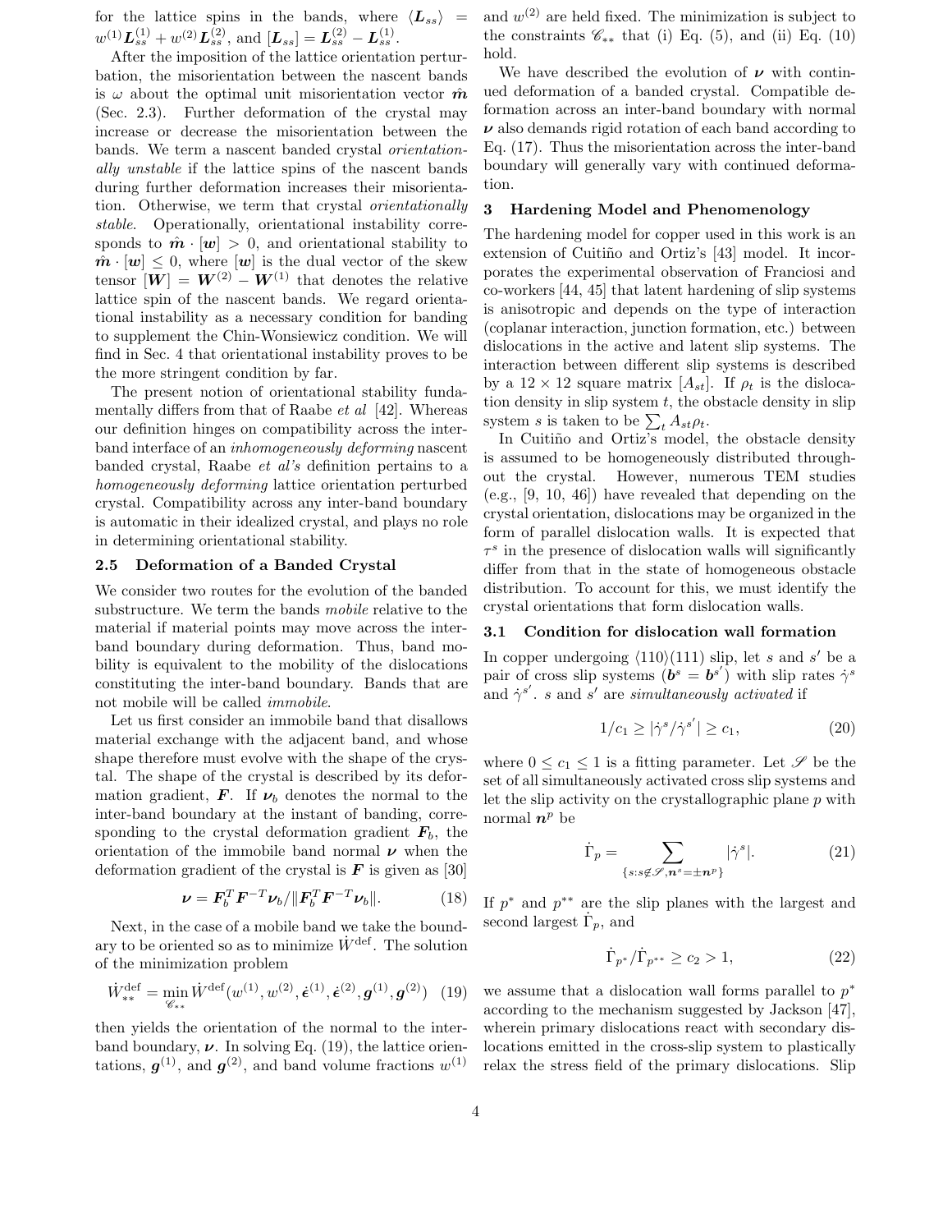for the lattice spins in the bands, where $\langle \boldsymbol{L}_{ss} \rangle = w^{(1)} \boldsymbol{L}_{ss}^{(1)} + w^{(2)} \boldsymbol{L}_{ss}^{(2)}$, and $[\boldsymbol{L}_{ss}] = \boldsymbol{L}_{ss}^{(2)} - \boldsymbol{L}_{ss}^{(1)}$.

After the imposition of the lattice orientation perturbation, the misorientation between the nascent bands is $\omega$ about the optimal unit misorientation vector $\hat{\boldsymbol{m}}$ (Sec. 2.3). Further deformation of the crystal may increase or decrease the misorientation between the bands. We term a nascent banded crystal *orientationally unstable* if the lattice spins of the nascent bands during further deformation increases their misorientation. Otherwise, we term that crystal *orientationally stable*. Operationally, orientational instability corresponds to $\hat{\boldsymbol{m}} \cdot [\boldsymbol{w}] > 0$, and orientational stability to $\hat{\boldsymbol{m}} \cdot [\boldsymbol{w}] \leq 0$, where $[\boldsymbol{w}]$ is the dual vector of the skew tensor $[\boldsymbol{W}] = \boldsymbol{W}^{(2)} - \boldsymbol{W}^{(1)}$ that denotes the relative lattice spin of the nascent bands. We regard orientational instability as a necessary condition for banding to supplement the Chin-Wonsiewicz condition. We will find in Sec. 4 that orientational instability proves to be the more stringent condition by far.

The present notion of orientational stability fundamentally differs from that of Raabe *et al* [42]. Whereas our definition hinges on compatibility across the inter-band interface of an *inhomogeneously deforming* nascent banded crystal, Raabe *et al's* definition pertains to a *homogeneously deforming* lattice orientation perturbed crystal. Compatibility across any inter-band boundary is automatic in their idealized crystal, and plays no role in determining orientational stability.

### 2.5 Deformation of a Banded Crystal

We consider two routes for the evolution of the banded substructure. We term the bands *mobile* relative to the material if material points may move across the inter-band boundary during deformation. Thus, band mobility is equivalent to the mobility of the dislocations constituting the inter-band boundary. Bands that are not mobile will be called *immobile*.

Let us first consider an immobile band that disallows material exchange with the adjacent band, and whose shape therefore must evolve with the shape of the crystal. The shape of the crystal is described by its deformation gradient, $\boldsymbol{F}$. If $\boldsymbol{\nu}_b$ denotes the normal to the inter-band boundary at the instant of banding, corresponding to the crystal deformation gradient $\boldsymbol{F}_b$, the orientation of the immobile band normal $\boldsymbol{\nu}$ when the deformation gradient of the crystal is $\boldsymbol{F}$ is given as [30]

$$\boldsymbol{\nu} = \boldsymbol{F}_b^T \boldsymbol{F}^{-T} \boldsymbol{\nu}_b / \| \boldsymbol{F}_b^T \boldsymbol{F}^{-T} \boldsymbol{\nu}_b \|. \tag{18}$$

Next, in the case of a mobile band we take the boundary to be oriented so as to minimize $\dot{W}^{\text{def}}$. The solution of the minimization problem

$$\dot{W}^{\text{def}}_{**} = \min_{\mathscr{C}_{**}} \dot{W}^{\text{def}}(w^{(1)}, w^{(2)}, \dot{\boldsymbol{\epsilon}}^{(1)}, \dot{\boldsymbol{\epsilon}}^{(2)}, \boldsymbol{g}^{(1)}, \boldsymbol{g}^{(2)}) \tag{19}$$

then yields the orientation of the normal to the inter-band boundary, $\boldsymbol{\nu}$. In solving Eq. (19), the lattice orientations, $\boldsymbol{g}^{(1)}$, and $\boldsymbol{g}^{(2)}$, and band volume fractions $w^{(1)}$ and $w^{(2)}$ are held fixed. The minimization is subject to the constraints $\mathscr{C}_{**}$ that (i) Eq. (5), and (ii) Eq. (10) hold.

We have described the evolution of $\boldsymbol{\nu}$ with continued deformation of a banded crystal. Compatible deformation across an inter-band boundary with normal $\boldsymbol{\nu}$ also demands rigid rotation of each band according to Eq. (17). Thus the misorientation across the inter-band boundary will generally vary with continued deformation.

## 3 Hardening Model and Phenomenology

The hardening model for copper used in this work is an extension of Cuitiño and Ortiz's [43] model. It incorporates the experimental observation of Franciosi and co-workers [44, 45] that latent hardening of slip systems is anisotropic and depends on the type of interaction (coplanar interaction, junction formation, etc.) between dislocations in the active and latent slip systems. The interaction between different slip systems is described by a $12 \times 12$ square matrix $[A_{st}]$. If $\rho_t$ is the dislocation density in slip system $t$, the obstacle density in slip system $s$ is taken to be $\sum_t A_{st} \rho_t$.

In Cuitiño and Ortiz's model, the obstacle density is assumed to be homogeneously distributed throughout the crystal. However, numerous TEM studies (e.g., [9, 10, 46]) have revealed that depending on the crystal orientation, dislocations may be organized in the form of parallel dislocation walls. It is expected that $\tau^s$ in the presence of dislocation walls will significantly differ from that in the state of homogeneous obstacle distribution. To account for this, we must identify the crystal orientations that form dislocation walls.

### 3.1 Condition for dislocation wall formation

In copper undergoing $\langle 110 \rangle (111)$ slip, let $s$ and $s'$ be a pair of cross slip systems ($\boldsymbol{b}^s = \boldsymbol{b}^{s'}$) with slip rates $\dot{\gamma}^s$ and $\dot{\gamma}^{s'}$. $s$ and $s'$ are *simultaneously activated* if

$$1/c_1 \geq |\dot{\gamma}^s / \dot{\gamma}^{s'}| \geq c_1, \tag{20}$$

where $0 \leq c_1 \leq 1$ is a fitting parameter. Let $\mathscr{S}$ be the set of all simultaneously activated cross slip systems and let the slip activity on the crystallographic plane $p$ with normal $\boldsymbol{n}^p$ be

$$\dot{\Gamma}_p = \sum_{\{s: s \notin \mathscr{S}, \boldsymbol{n}^s = \pm \boldsymbol{n}^p\}} |\dot{\gamma}^s|. \tag{21}$$

If $p^*$ and $p^{**}$ are the slip planes with the largest and second largest $\dot{\Gamma}_p$, and

$$\dot{\Gamma}_{p^*} / \dot{\Gamma}_{p^{**}} \geq c_2 > 1, \tag{22}$$

we assume that a dislocation wall forms parallel to $p^*$ according to the mechanism suggested by Jackson [47], wherein primary dislocations react with secondary dislocations emitted in the cross-slip system to plastically relax the stress field of the primary dislocations. Slip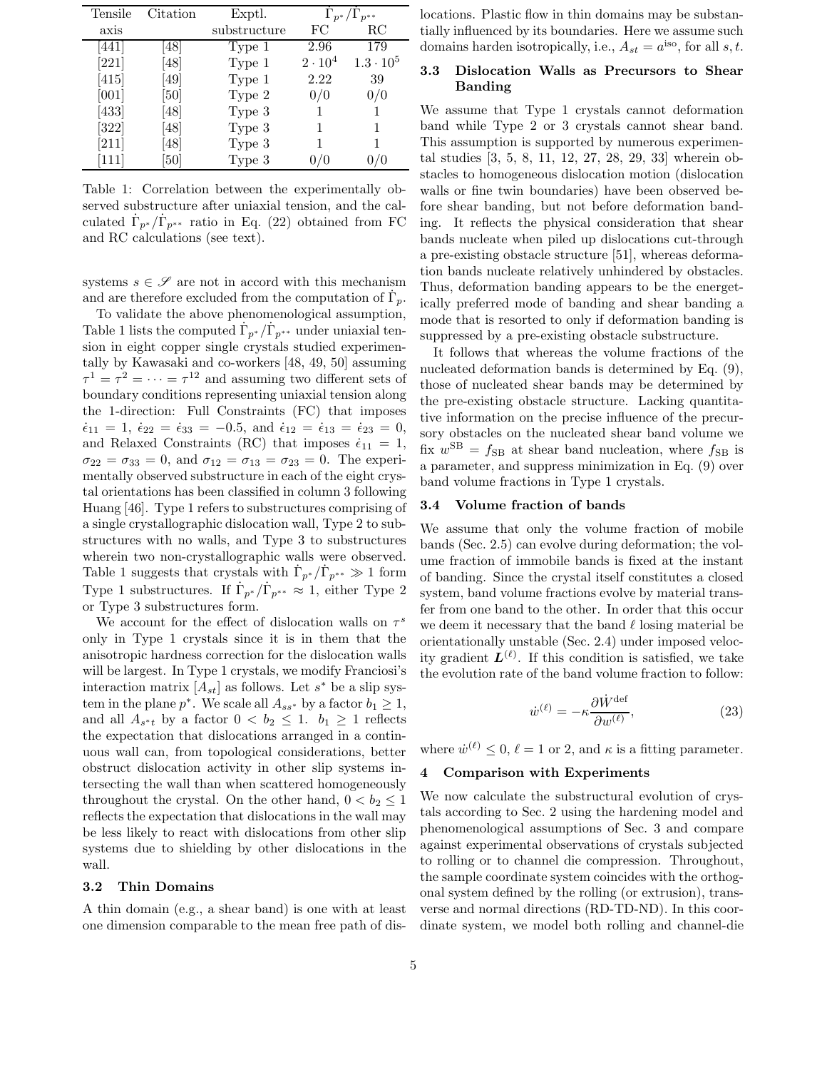| Tensile axis | Citation | Exptl. substructure | $\dot{\Gamma}_{p^*}/\dot{\Gamma}_{p^{**}}$ | |
|---|---|---|---|---|
| | | | FC | RC |
| [441] | [48] | Type 1 | 2.96 | 179 |
| [221] | [48] | Type 1 | $2 \cdot 10^4$ | $1.3 \cdot 10^5$ |
| [415] | [49] | Type 1 | 2.22 | 39 |
| [001] | [50] | Type 2 | 0/0 | 0/0 |
| [433] | [48] | Type 3 | 1 | 1 |
| [322] | [48] | Type 3 | 1 | 1 |
| [211] | [48] | Type 3 | 1 | 1 |
| [111] | [50] | Type 3 | 0/0 | 0/0 |

Table 1: Correlation between the experimentally observed substructure after uniaxial tension, and the calculated $\dot{\Gamma}_{p^*}/\dot{\Gamma}_{p^{**}}$ ratio in Eq. (22) obtained from FC and RC calculations (see text).

systems $s \in \mathscr{S}$ are not in accord with this mechanism and are therefore excluded from the computation of $\dot{\Gamma}_p$.

To validate the above phenomenological assumption, Table 1 lists the computed $\dot{\Gamma}_{p^*}/\dot{\Gamma}_{p^{**}}$ under uniaxial tension in eight copper single crystals studied experimentally by Kawasaki and co-workers [48, 49, 50] assuming $\tau^1 = \tau^2 = \cdots = \tau^{12}$ and assuming two different sets of boundary conditions representing uniaxial tension along the 1-direction: Full Constraints (FC) that imposes $\dot{\epsilon}_{11} = 1$, $\dot{\epsilon}_{22} = \dot{\epsilon}_{33} = -0.5$, and $\dot{\epsilon}_{12} = \dot{\epsilon}_{13} = \dot{\epsilon}_{23} = 0$, and Relaxed Constraints (RC) that imposes $\dot{\epsilon}_{11} = 1$, $\sigma_{22} = \sigma_{33} = 0$, and $\sigma_{12} = \sigma_{13} = \sigma_{23} = 0$. The experimentally observed substructure in each of the eight crystal orientations has been classified in column 3 following Huang [46]. Type 1 refers to substructures comprising of a single crystallographic dislocation wall, Type 2 to substructures with no walls, and Type 3 to substructures wherein two non-crystallographic walls were observed. Table 1 suggests that crystals with $\dot{\Gamma}_{p^*}/\dot{\Gamma}_{p^{**}} \gg 1$ form Type 1 substructures. If $\dot{\Gamma}_{p^*}/\dot{\Gamma}_{p^{**}} \approx 1$, either Type 2 or Type 3 substructures form.

We account for the effect of dislocation walls on $\tau^s$ only in Type 1 crystals since it is in them that the anisotropic hardness correction for the dislocation walls will be largest. In Type 1 crystals, we modify Franciosi's interaction matrix $[A_{st}]$ as follows. Let $s^*$ be a slip system in the plane $p^*$. We scale all $A_{ss^*}$ by a factor $b_1 \geq 1$, and all $A_{s^*t}$ by a factor $0 < b_2 \leq 1$. $b_1 \geq 1$ reflects the expectation that dislocations arranged in a continuous wall can, from topological considerations, better obstruct dislocation activity in other slip systems intersecting the wall than when scattered homogeneously throughout the crystal. On the other hand, $0 < b_2 \leq 1$ reflects the expectation that dislocations in the wall may be less likely to react with dislocations from other slip systems due to shielding by other dislocations in the wall.

### 3.2 Thin Domains

A thin domain (e.g., a shear band) is one with at least one dimension comparable to the mean free path of dislocations. Plastic flow in thin domains may be substantially influenced by its boundaries. Here we assume such domains harden isotropically, i.e., $A_{st} = a^{\text{iso}}$, for all $s, t$.

### 3.3 Dislocation Walls as Precursors to Shear Banding

We assume that Type 1 crystals cannot deformation band while Type 2 or 3 crystals cannot shear band. This assumption is supported by numerous experimental studies [3, 5, 8, 11, 12, 27, 28, 29, 33] wherein obstacles to homogeneous dislocation motion (dislocation walls or fine twin boundaries) have been observed before shear banding, but not before deformation banding. It reflects the physical consideration that shear bands nucleate when piled up dislocations cut-through a pre-existing obstacle structure [51], whereas deformation bands nucleate relatively unhindered by obstacles. Thus, deformation banding appears to be the energetically preferred mode of banding and shear banding a mode that is resorted to only if deformation banding is suppressed by a pre-existing obstacle substructure.

It follows that whereas the volume fractions of the nucleated deformation bands is determined by Eq. (9), those of nucleated shear bands may be determined by the pre-existing obstacle structure. Lacking quantitative information on the precise influence of the precursory obstacles on the nucleated shear band volume we fix $w^{\text{SB}} = f_{\text{SB}}$ at shear band nucleation, where $f_{\text{SB}}$ is a parameter, and suppress minimization in Eq. (9) over band volume fractions in Type 1 crystals.

### 3.4 Volume fraction of bands

We assume that only the volume fraction of mobile bands (Sec. 2.5) can evolve during deformation; the volume fraction of immobile bands is fixed at the instant of banding. Since the crystal itself constitutes a closed system, band volume fractions evolve by material transfer from one band to the other. In order that this occur we deem it necessary that the band $\ell$ losing material be orientationally unstable (Sec. 2.4) under imposed velocity gradient $\boldsymbol{L}^{(\ell)}$. If this condition is satisfied, we take the evolution rate of the band volume fraction to follow:

$$\dot{w}^{(\ell)} = -\kappa \frac{\partial \dot{W}^{\text{def}}}{\partial w^{(\ell)}}, \tag{23}$$

where $\dot{w}^{(\ell)} \leq 0$, $\ell = 1$ or 2, and $\kappa$ is a fitting parameter.

## 4 Comparison with Experiments

We now calculate the substructural evolution of crystals according to Sec. 2 using the hardening model and phenomenological assumptions of Sec. 3 and compare against experimental observations of crystals subjected to rolling or to channel die compression. Throughout, the sample coordinate system coincides with the orthogonal system defined by the rolling (or extrusion), transverse and normal directions (RD-TD-ND). In this coordinate system, we model both rolling and channel-die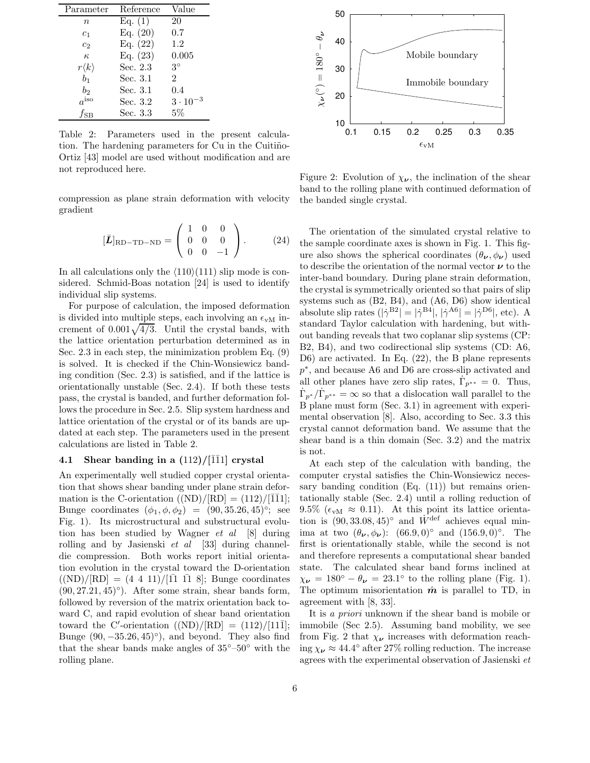| Parameter | Reference | Value |
|---|---|---|
| $n$ | Eq. (1) | 20 |
| $c_1$ | Eq. (20) | 0.7 |
| $c_2$ | Eq. (22) | 1.2 |
| $\kappa$ | Eq. (23) | 0.005 |
| $r\langle k \rangle$ | Sec. 2.3 | $3^\circ$ |
| $b_1$ | Sec. 3.1 | 2 |
| $b_2$ | Sec. 3.1 | 0.4 |
| $a^{\rm iso}$ | Sec. 3.2 | $3 \cdot 10^{-3}$ |
| $f_{\rm SB}$ | Sec. 3.3 | 5% |

Table 2: Parameters used in the present calculation. The hardening parameters for Cu in the Cuitiño-Ortiz [43] model are used without modification and are not reproduced here.

compression as plane strain deformation with velocity gradient

$$[\bar{\boldsymbol{L}}]_{\rm RD-TD-ND} = \begin{pmatrix} 1 & 0 & 0 \\ 0 & 0 & 0 \\ 0 & 0 & -1 \end{pmatrix}. \qquad (24)$$

In all calculations only the $\langle 110\rangle(111)$ slip mode is considered. Schmid-Boas notation [24] is used to identify individual slip systems.

For purpose of calculation, the imposed deformation is divided into multiple steps, each involving an $\epsilon_{\rm vM}$ increment of $0.001\sqrt{4/3}$. Until the crystal bands, with the lattice orientation perturbation determined as in Sec. 2.3 in each step, the minimization problem Eq. (9) is solved. It is checked if the Chin-Wonsiewicz banding condition (Sec. 2.3) is satisfied, and if the lattice is orientationally unstable (Sec. 2.4). If both these tests pass, the crystal is banded, and further deformation follows the procedure in Sec. 2.5. Slip system hardness and lattice orientation of the crystal or of its bands are updated at each step. The parameters used in the present calculations are listed in Table 2.

### 4.1 Shear banding in a $(112)/[\bar{1}\bar{1}1]$ crystal

An experimentally well studied copper crystal orientation that shows shear banding under plane strain deformation is the C-orientation ((ND)/[RD] = $(112)/[\bar{1}\bar{1}1]$; Bunge coordinates $(\phi_1, \phi, \phi_2) = (90, 35.26, 45)^\circ$; see Fig. 1). Its microstructural and substructural evolution has been studied by Wagner *et al* [8] during rolling and by Jasienski *et al* [33] during channel-die compression. Both works report initial orientation evolution in the crystal toward the D-orientation ((ND)/[RD] = $(4\ 4\ 11)/[\bar{1}\bar{1}\ \bar{1}\bar{1}\ 8]$; Bunge coordinates $(90, 27.21, 45)^\circ$). After some strain, shear bands form, followed by reversion of the matrix orientation back toward C, and rapid evolution of shear band orientation toward the C′-orientation ((ND)/[RD] = $(112)/[11\bar{1}]$; Bunge $(90, -35.26, 45)^\circ$), and beyond. They also find that the shear bands make angles of 35°–50° with the rolling plane.

Figure 2: Evolution of $\chi_{\boldsymbol{\nu}}$, the inclination of the shear band to the rolling plane with continued deformation of the banded single crystal.

The orientation of the simulated crystal relative to the sample coordinate axes is shown in Fig. 1. This figure also shows the spherical coordinates $(\theta_{\boldsymbol{\nu}}, \phi_{\boldsymbol{\nu}})$ used to describe the orientation of the normal vector $\boldsymbol{\nu}$ to the inter-band boundary. During plane strain deformation, the crystal is symmetrically oriented so that pairs of slip systems such as (B2, B4), and (A6, D6) show identical absolute slip rates ($|\dot{\gamma}^{\rm B2}| = |\dot{\gamma}^{\rm B4}|$, $|\dot{\gamma}^{\rm A6}| = |\dot{\gamma}^{\rm D6}|$, etc). A standard Taylor calculation with hardening, but without banding reveals that two coplanar slip systems (CP: B2, B4), and two codirectional slip systems (CD: A6, D6) are activated. In Eq. (22), the B plane represents $p^*$, and because A6 and D6 are cross-slip activated and all other planes have zero slip rates, $\dot{\Gamma}_{p^{**}} = 0$. Thus, $\dot{\Gamma}_{p^*}/\dot{\Gamma}_{p^{**}} = \infty$ so that a dislocation wall parallel to the B plane must form (Sec. 3.1) in agreement with experimental observation [8]. Also, according to Sec. 3.3 this crystal cannot deformation band. We assume that the shear band is a thin domain (Sec. 3.2) and the matrix is not.

At each step of the calculation with banding, the computer crystal satisfies the Chin-Wonsiewicz necessary banding condition (Eq. (11)) but remains orientationally stable (Sec. 2.4) until a rolling reduction of 9.5% ($\epsilon_{\rm vM} \approx 0.11$). At this point its lattice orientation is $(90, 33.08, 45)^\circ$ and $\dot{W}^{\rm def}$ achieves equal minima at two $(\theta_{\boldsymbol{\nu}}, \phi_{\boldsymbol{\nu}})$: $(66.9, 0)^\circ$ and $(156.9, 0)^\circ$. The first is orientationally stable, while the second is not and therefore represents a computational shear banded state. The calculated shear band forms inclined at $\chi_{\boldsymbol{\nu}} = 180^\circ - \theta_{\boldsymbol{\nu}} = 23.1^\circ$ to the rolling plane (Fig. 1). The optimum misorientation $\hat{\boldsymbol{m}}$ is parallel to TD, in agreement with [8, 33].

It is *a priori* unknown if the shear band is mobile or immobile (Sec 2.5). Assuming band mobility, we see from Fig. 2 that $\chi_{\boldsymbol{\nu}}$ increases with deformation reaching $\chi_{\boldsymbol{\nu}} \approx 44.4^\circ$ after 27% rolling reduction. The increase agrees with the experimental observation of Jasienski *et*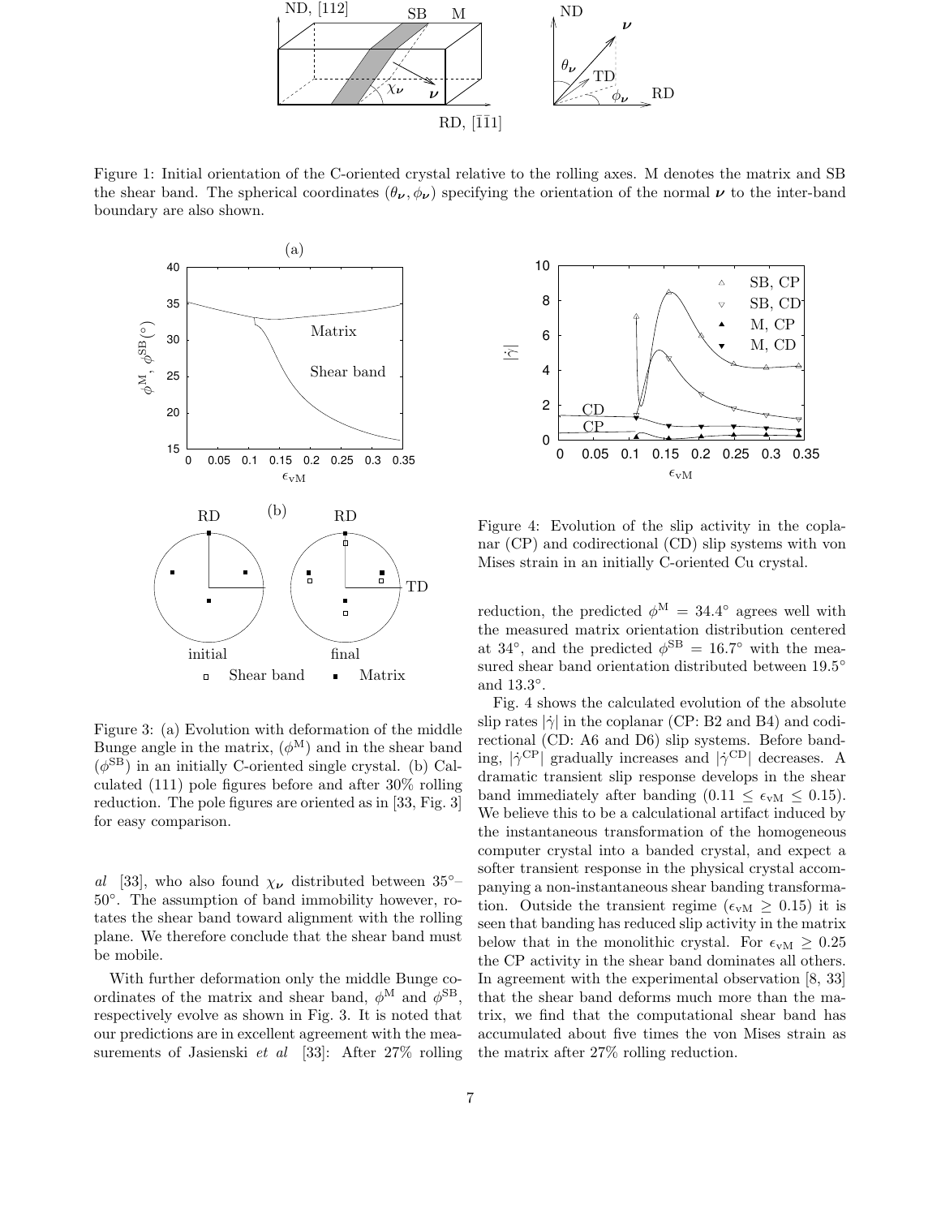Figure 1: Initial orientation of the C-oriented crystal relative to the rolling axes. M denotes the matrix and SB the shear band. The spherical coordinates $(\theta_{\boldsymbol{\nu}}, \phi_{\boldsymbol{\nu}})$ specifying the orientation of the normal $\boldsymbol{\nu}$ to the inter-band boundary are also shown.

Figure 3: (a) Evolution with deformation of the middle Bunge angle in the matrix, ($\phi^{\mathrm{M}}$) and in the shear band ($\phi^{\mathrm{SB}}$) in an initially C-oriented single crystal. (b) Calculated (111) pole figures before and after 30% rolling reduction. The pole figures are oriented as in [33, Fig. 3] for easy comparison.

Figure 4: Evolution of the slip activity in the coplanar (CP) and codirectional (CD) slip systems with von Mises strain in an initially C-oriented Cu crystal.

*al* [33], who also found $\chi_{\boldsymbol{\nu}}$ distributed between 35°–50°. The assumption of band immobility however, rotates the shear band toward alignment with the rolling plane. We therefore conclude that the shear band must be mobile.

With further deformation only the middle Bunge coordinates of the matrix and shear band, $\phi^{\mathrm{M}}$ and $\phi^{\mathrm{SB}}$, respectively evolve as shown in Fig. 3. It is noted that our predictions are in excellent agreement with the measurements of Jasienski *et al* [33]: After 27% rolling reduction, the predicted $\phi^{\mathrm{M}} = 34.4°$ agrees well with the measured matrix orientation distribution centered at 34°, and the predicted $\phi^{\mathrm{SB}} = 16.7°$ with the measured shear band orientation distributed between 19.5° and 13.3°.

Fig. 4 shows the calculated evolution of the absolute slip rates $|\dot{\gamma}|$ in the coplanar (CP: B2 and B4) and codirectional (CD: A6 and D6) slip systems. Before banding, $|\dot{\gamma}^{\mathrm{CP}}|$ gradually increases and $|\dot{\gamma}^{\mathrm{CD}}|$ decreases. A dramatic transient slip response develops in the shear band immediately after banding ($0.11 \leq \epsilon_{\mathrm{vM}} \leq 0.15$). We believe this to be a calculational artifact induced by the instantaneous transformation of the homogeneous computer crystal into a banded crystal, and expect a softer transient response in the physical crystal accompanying a non-instantaneous shear banding transformation. Outside the transient regime ($\epsilon_{\mathrm{vM}} \geq 0.15$) it is seen that banding has reduced slip activity in the matrix below that in the monolithic crystal. For $\epsilon_{\mathrm{vM}} \geq 0.25$ the CP activity in the shear band dominates all others. In agreement with the experimental observation [8, 33] that the shear band deforms much more than the matrix, we find that the computational shear band has accumulated about five times the von Mises strain as the matrix after 27% rolling reduction.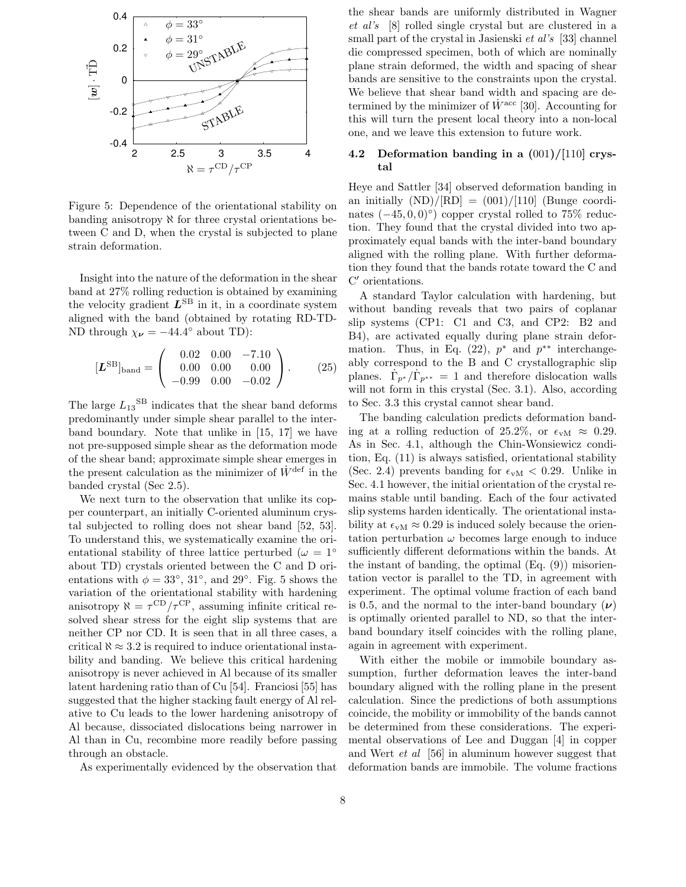Figure 5: Dependence of the orientational stability on banding anisotropy $\aleph$ for three crystal orientations between C and D, when the crystal is subjected to plane strain deformation.

Insight into the nature of the deformation in the shear band at 27% rolling reduction is obtained by examining the velocity gradient $\boldsymbol{L}^{\rm SB}$ in it, in a coordinate system aligned with the band (obtained by rotating RD-TD-ND through $\chi_{\boldsymbol{\nu}} = -44.4^\circ$ about TD):

$$[\boldsymbol{L}^{\rm SB}]_{\rm band} = \begin{pmatrix} 0.02 & 0.00 & -7.10 \\ 0.00 & 0.00 & 0.00 \\ -0.99 & 0.00 & -0.02 \end{pmatrix}. \quad (25)$$

The large ${L_{13}}^{\rm SB}$ indicates that the shear band deforms predominantly under simple shear parallel to the inter-band boundary. Note that unlike in [15, 17] we have not pre-supposed simple shear as the deformation mode of the shear band; approximate simple shear emerges in the present calculation as the minimizer of $\dot{W}^{\rm def}$ in the banded crystal (Sec 2.5).

We next turn to the observation that unlike its copper counterpart, an initially C-oriented aluminum crystal subjected to rolling does not shear band [52, 53]. To understand this, we systematically examine the orientational stability of three lattice perturbed ($\omega = 1^\circ$ about TD) crystals oriented between the C and D orientations with $\phi = 33^\circ$, $31^\circ$, and $29^\circ$. Fig. 5 shows the variation of the orientational stability with hardening anisotropy $\aleph = \tau^{\rm CD}/\tau^{\rm CP}$, assuming infinite critical resolved shear stress for the eight slip systems that are neither CP nor CD. It is seen that in all three cases, a critical $\aleph \approx 3.2$ is required to induce orientational instability and banding. We believe this critical hardening anisotropy is never achieved in Al because of its smaller latent hardening ratio than of Cu [54]. Franciosi [55] has suggested that the higher stacking fault energy of Al relative to Cu leads to the lower hardening anisotropy of Al because, dissociated dislocations being narrower in Al than in Cu, recombine more readily before passing through an obstacle.

As experimentally evidenced by the observation that the shear bands are uniformly distributed in Wagner *et al's* [8] rolled single crystal but are clustered in a small part of the crystal in Jasienski *et al's* [33] channel die compressed specimen, both of which are nominally plane strain deformed, the width and spacing of shear bands are sensitive to the constraints upon the crystal. We believe that shear band width and spacing are determined by the minimizer of $\dot{W}^{\rm acc}$ [30]. Accounting for this will turn the present local theory into a non-local one, and we leave this extension to future work.

## 4.2 Deformation banding in a (001)/[110] crystal

Heye and Sattler [34] observed deformation banding in an initially (ND)/[RD] = (001)/[110] (Bunge coordinates $(-45, 0, 0)^\circ$) copper crystal rolled to 75% reduction. They found that the crystal divided into two approximately equal bands with the inter-band boundary aligned with the rolling plane. With further deformation they found that the bands rotate toward the C and C$'$ orientations.

A standard Taylor calculation with hardening, but without banding reveals that two pairs of coplanar slip systems (CP1: C1 and C3, and CP2: B2 and B4), are activated equally during plane strain deformation. Thus, in Eq. (22), $p^*$ and $p^{**}$ interchangeably correspond to the B and C crystallographic slip planes. $\dot{\Gamma}_{p^*}/\dot{\Gamma}_{p^{**}} = 1$ and therefore dislocation walls will not form in this crystal (Sec. 3.1). Also, according to Sec. 3.3 this crystal cannot shear band.

The banding calculation predicts deformation banding at a rolling reduction of 25.2%, or $\epsilon_{\rm vM} \approx 0.29$. As in Sec. 4.1, although the Chin-Wonsiewicz condition, Eq. (11) is always satisfied, orientational stability (Sec. 2.4) prevents banding for $\epsilon_{\rm vM} < 0.29$. Unlike in Sec. 4.1 however, the initial orientation of the crystal remains stable until banding. Each of the four activated slip systems harden identically. The orientational instability at $\epsilon_{\rm vM} \approx 0.29$ is induced solely because the orientation perturbation $\omega$ becomes large enough to induce sufficiently different deformations within the bands. At the instant of banding, the optimal (Eq. (9)) misorientation vector is parallel to the TD, in agreement with experiment. The optimal volume fraction of each band is 0.5, and the normal to the inter-band boundary ($\boldsymbol{\nu}$) is optimally oriented parallel to ND, so that the inter-band boundary itself coincides with the rolling plane, again in agreement with experiment.

With either the mobile or immobile boundary assumption, further deformation leaves the inter-band boundary aligned with the rolling plane in the present calculation. Since the predictions of both assumptions coincide, the mobility or immobility of the bands cannot be determined from these considerations. The experimental observations of Lee and Duggan [4] in copper and Wert *et al* [56] in aluminum however suggest that deformation bands are immobile. The volume fractions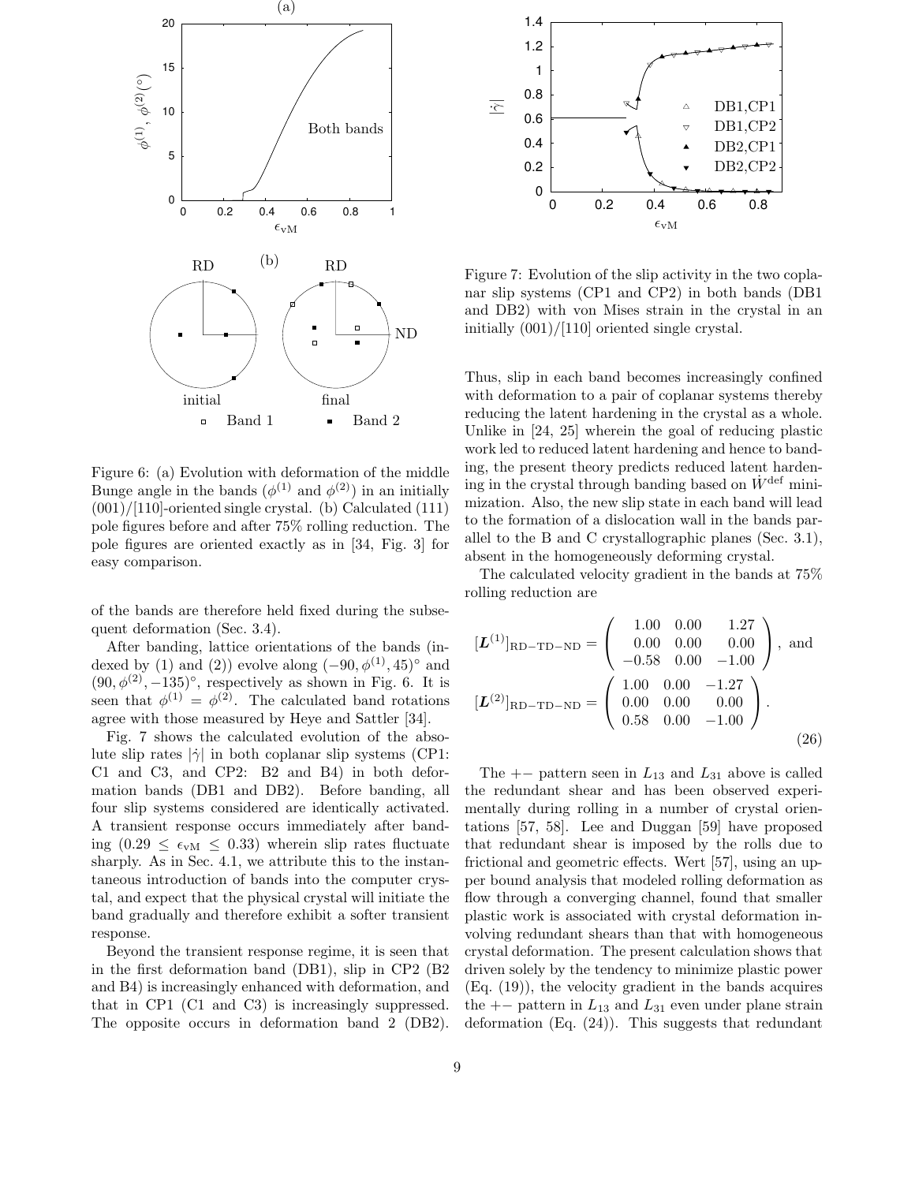Figure 6: (a) Evolution with deformation of the middle Bunge angle in the bands ($\phi^{(1)}$ and $\phi^{(2)}$) in an initially (001)/[110]-oriented single crystal. (b) Calculated (111) pole figures before and after 75% rolling reduction. The pole figures are oriented exactly as in [34, Fig. 3] for easy comparison.

of the bands are therefore held fixed during the subsequent deformation (Sec. 3.4).

After banding, lattice orientations of the bands (indexed by (1) and (2)) evolve along $(-90, \phi^{(1)}, 45)^\circ$ and $(90, \phi^{(2)}, -135)^\circ$, respectively as shown in Fig. 6. It is seen that $\phi^{(1)} = \phi^{(2)}$. The calculated band rotations agree with those measured by Heye and Sattler [34].

Fig. 7 shows the calculated evolution of the absolute slip rates $|\dot{\gamma}|$ in both coplanar slip systems (CP1: C1 and C3, and CP2: B2 and B4) in both deformation bands (DB1 and DB2). Before banding, all four slip systems considered are identically activated. A transient response occurs immediately after banding ($0.29 \leq \epsilon_{\mathrm{vM}} \leq 0.33$) wherein slip rates fluctuate sharply. As in Sec. 4.1, we attribute this to the instantaneous introduction of bands into the computer crystal, and expect that the physical crystal will initiate the band gradually and therefore exhibit a softer transient response.

Beyond the transient response regime, it is seen that in the first deformation band (DB1), slip in CP2 (B2 and B4) is increasingly enhanced with deformation, and that in CP1 (C1 and C3) is increasingly suppressed. The opposite occurs in deformation band 2 (DB2).

Figure 7: Evolution of the slip activity in the two coplanar slip systems (CP1 and CP2) in both bands (DB1 and DB2) with von Mises strain in the crystal in an initially (001)/[110] oriented single crystal.

Thus, slip in each band becomes increasingly confined with deformation to a pair of coplanar systems thereby reducing the latent hardening in the crystal as a whole. Unlike in [24, 25] wherein the goal of reducing plastic work led to reduced latent hardening and hence to banding, the present theory predicts reduced latent hardening in the crystal through banding based on $\dot{W}^{\mathrm{def}}$ minimization. Also, the new slip state in each band will lead to the formation of a dislocation wall in the bands parallel to the B and C crystallographic planes (Sec. 3.1), absent in the homogeneously deforming crystal.

The calculated velocity gradient in the bands at 75% rolling reduction are

$$
[\boldsymbol{L}^{(1)}]_{\mathrm{RD-TD-ND}} = \begin{pmatrix} 1.00 & 0.00 & 1.27 \\ 0.00 & 0.00 & 0.00 \\ -0.58 & 0.00 & -1.00 \end{pmatrix}, \text{ and}
$$
$$
[\boldsymbol{L}^{(2)}]_{\mathrm{RD-TD-ND}} = \begin{pmatrix} 1.00 & 0.00 & -1.27 \\ 0.00 & 0.00 & 0.00 \\ 0.58 & 0.00 & -1.00 \end{pmatrix}. \tag{26}
$$

The $+-$ pattern seen in $L_{13}$ and $L_{31}$ above is called the redundant shear and has been observed experimentally during rolling in a number of crystal orientations [57, 58]. Lee and Duggan [59] have proposed that redundant shear is imposed by the rolls due to frictional and geometric effects. Wert [57], using an upper bound analysis that modeled rolling deformation as flow through a converging channel, found that smaller plastic work is associated with crystal deformation involving redundant shears than that with homogeneous crystal deformation. The present calculation shows that driven solely by the tendency to minimize plastic power (Eq. (19)), the velocity gradient in the bands acquires the $+-$ pattern in $L_{13}$ and $L_{31}$ even under plane strain deformation (Eq. (24)). This suggests that redundant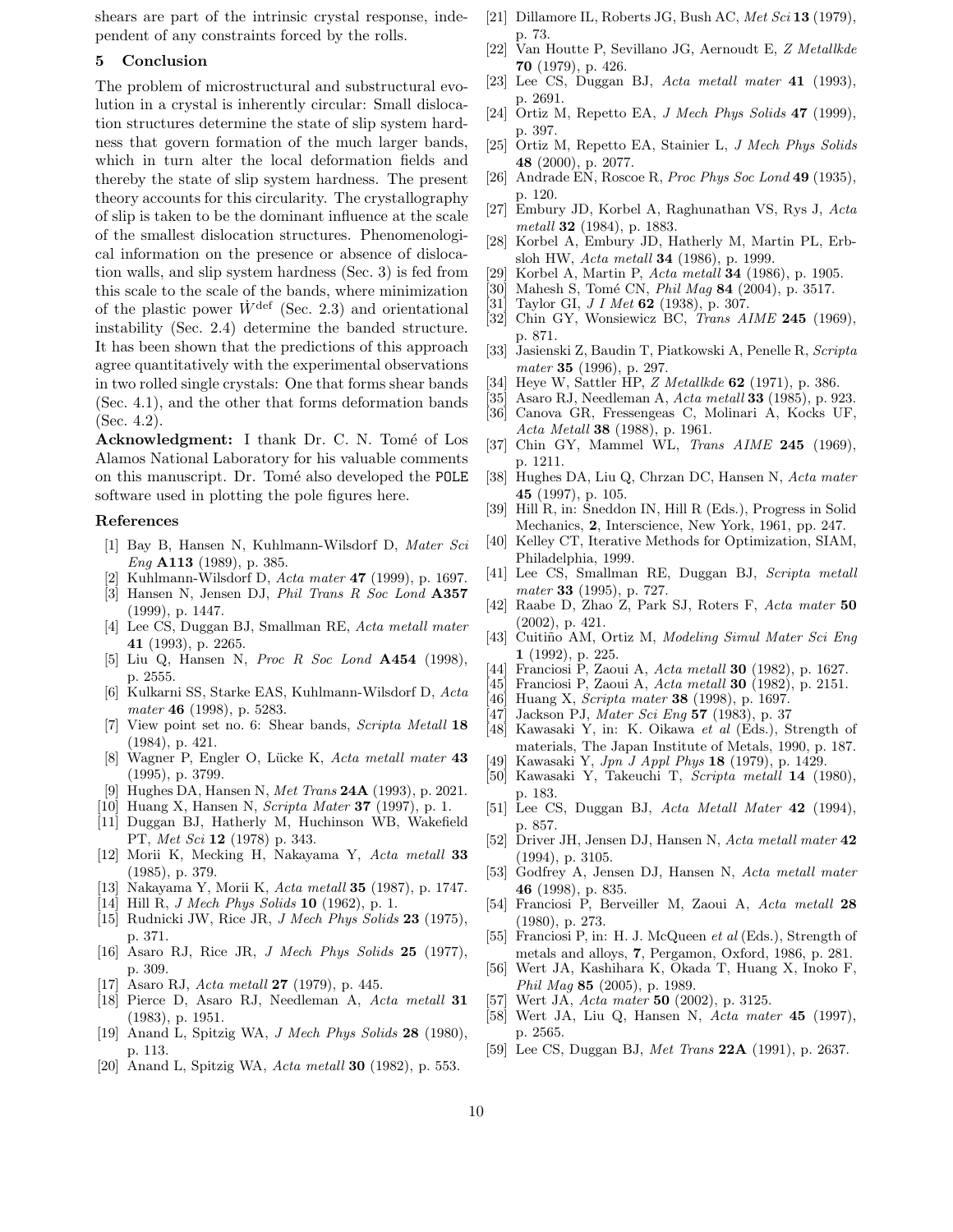shears are part of the intrinsic crystal response, independent of any constraints forced by the rolls.

## 5 Conclusion

The problem of microstructural and substructural evolution in a crystal is inherently circular: Small dislocation structures determine the state of slip system hardness that govern formation of the much larger bands, which in turn alter the local deformation fields and thereby the state of slip system hardness. The present theory accounts for this circularity. The crystallography of slip is taken to be the dominant influence at the scale of the smallest dislocation structures. Phenomenological information on the presence or absence of dislocation walls, and slip system hardness (Sec. 3) is fed from this scale to the scale of the bands, where minimization of the plastic power $\dot{W}^{\rm def}$ (Sec. 2.3) and orientational instability (Sec. 2.4) determine the banded structure. It has been shown that the predictions of this approach agree quantitatively with the experimental observations in two rolled single crystals: One that forms shear bands (Sec. 4.1), and the other that forms deformation bands (Sec. 4.2).

**Acknowledgment:** I thank Dr. C. N. Tomé of Los Alamos National Laboratory for his valuable comments on this manuscript. Dr. Tomé also developed the POLE software used in plotting the pole figures here.

### References

[1] Bay B, Hansen N, Kuhlmann-Wilsdorf D, *Mater Sci Eng* **A113** (1989), p. 385.

[2] Kuhlmann-Wilsdorf D, *Acta mater* **47** (1999), p. 1697.

[3] Hansen N, Jensen DJ, *Phil Trans R Soc Lond* **A357** (1999), p. 1447.

[4] Lee CS, Duggan BJ, Smallman RE, *Acta metall mater* **41** (1993), p. 2265.

[5] Liu Q, Hansen N, *Proc R Soc Lond* **A454** (1998), p. 2555.

[6] Kulkarni SS, Starke EAS, Kuhlmann-Wilsdorf D, *Acta mater* **46** (1998), p. 5283.

[7] View point set no. 6: Shear bands, *Scripta Metall* **18** (1984), p. 421.

[8] Wagner P, Engler O, Lücke K, *Acta metall mater* **43** (1995), p. 3799.

[9] Hughes DA, Hansen N, *Met Trans* **24A** (1993), p. 2021.

[10] Huang X, Hansen N, *Scripta Mater* **37** (1997), p. 1.

[11] Duggan BJ, Hatherly M, Huchinson WB, Wakefield PT, *Met Sci* **12** (1978) p. 343.

[12] Morii K, Mecking H, Nakayama Y, *Acta metall* **33** (1985), p. 379.

[13] Nakayama Y, Morii K, *Acta metall* **35** (1987), p. 1747.

[14] Hill R, *J Mech Phys Solids* **10** (1962), p. 1.

[15] Rudnicki JW, Rice JR, *J Mech Phys Solids* **23** (1975), p. 371.

[16] Asaro RJ, Rice JR, *J Mech Phys Solids* **25** (1977), p. 309.

[17] Asaro RJ, *Acta metall* **27** (1979), p. 445.

[18] Pierce D, Asaro RJ, Needleman A, *Acta metall* **31** (1983), p. 1951.

[19] Anand L, Spitzig WA, *J Mech Phys Solids* **28** (1980), p. 113.

[20] Anand L, Spitzig WA, *Acta metall* **30** (1982), p. 553.

[21] Dillamore IL, Roberts JG, Bush AC, *Met Sci* **13** (1979), p. 73.

[22] Van Houtte P, Sevillano JG, Aernoudt E, *Z Metallkde* **70** (1979), p. 426.

[23] Lee CS, Duggan BJ, *Acta metall mater* **41** (1993), p. 2691.

[24] Ortiz M, Repetto EA, *J Mech Phys Solids* **47** (1999), p. 397.

[25] Ortiz M, Repetto EA, Stainier L, *J Mech Phys Solids* **48** (2000), p. 2077.

[26] Andrade EN, Roscoe R, *Proc Phys Soc Lond* **49** (1935), p. 120.

[27] Embury JD, Korbel A, Raghunathan VS, Rys J, *Acta metall* **32** (1984), p. 1883.

[28] Korbel A, Embury JD, Hatherly M, Martin PL, Erbsloh HW, *Acta metall* **34** (1986), p. 1999.

[29] Korbel A, Martin P, *Acta metall* **34** (1986), p. 1905.

[30] Mahesh S, Tomé CN, *Phil Mag* **84** (2004), p. 3517.

[31] Taylor GI, *J I Met* **62** (1938), p. 307.

[32] Chin GY, Wonsiewicz BC, *Trans AIME* **245** (1969), p. 871.

[33] Jasienski Z, Baudin T, Piatkowski A, Penelle R, *Scripta mater* **35** (1996), p. 297.

[34] Heye W, Sattler HP, *Z Metallkde* **62** (1971), p. 386.

[35] Asaro RJ, Needleman A, *Acta metall* **33** (1985), p. 923.

[36] Canova GR, Fressengeas C, Molinari A, Kocks UF, *Acta Metall* **38** (1988), p. 1961.

[37] Chin GY, Mammel WL, *Trans AIME* **245** (1969), p. 1211.

[38] Hughes DA, Liu Q, Chrzan DC, Hansen N, *Acta mater* **45** (1997), p. 105.

[39] Hill R, in: Sneddon IN, Hill R (Eds.), Progress in Solid Mechanics, **2**, Interscience, New York, 1961, pp. 247.

[40] Kelley CT, Iterative Methods for Optimization, SIAM, Philadelphia, 1999.

[41] Lee CS, Smallman RE, Duggan BJ, *Scripta metall mater* **33** (1995), p. 727.

[42] Raabe D, Zhao Z, Park SJ, Roters F, *Acta mater* **50** (2002), p. 421.

[43] Cuitiño AM, Ortiz M, *Modeling Simul Mater Sci Eng* **1** (1992), p. 225.

[44] Franciosi P, Zaoui A, *Acta metall* **30** (1982), p. 1627.

[45] Franciosi P, Zaoui A, *Acta metall* **30** (1982), p. 2151.

[46] Huang X, *Scripta mater* **38** (1998), p. 1697.

[47] Jackson PJ, *Mater Sci Eng* **57** (1983), p. 37

[48] Kawasaki Y, in: K. Oikawa *et al* (Eds.), Strength of materials, The Japan Institute of Metals, 1990, p. 187.

[49] Kawasaki Y, *Jpn J Appl Phys* **18** (1979), p. 1429.

[50] Kawasaki Y, Takeuchi T, *Scripta metall* **14** (1980), p. 183.

[51] Lee CS, Duggan BJ, *Acta Metall Mater* **42** (1994), p. 857.

[52] Driver JH, Jensen DJ, Hansen N, *Acta metall mater* **42** (1994), p. 3105.

[53] Godfrey A, Jensen DJ, Hansen N, *Acta metall mater* **46** (1998), p. 835.

[54] Franciosi P, Berveiller M, Zaoui A, *Acta metall* **28** (1980), p. 273.

[55] Franciosi P, in: H. J. McQueen *et al* (Eds.), Strength of metals and alloys, **7**, Pergamon, Oxford, 1986, p. 281.

[56] Wert JA, Kashihara K, Okada T, Huang X, Inoko F, *Phil Mag* **85** (2005), p. 1989.

[57] Wert JA, *Acta mater* **50** (2002), p. 3125.

[58] Wert JA, Liu Q, Hansen N, *Acta mater* **45** (1997), p. 2565.

[59] Lee CS, Duggan BJ, *Met Trans* **22A** (1991), p. 2637.